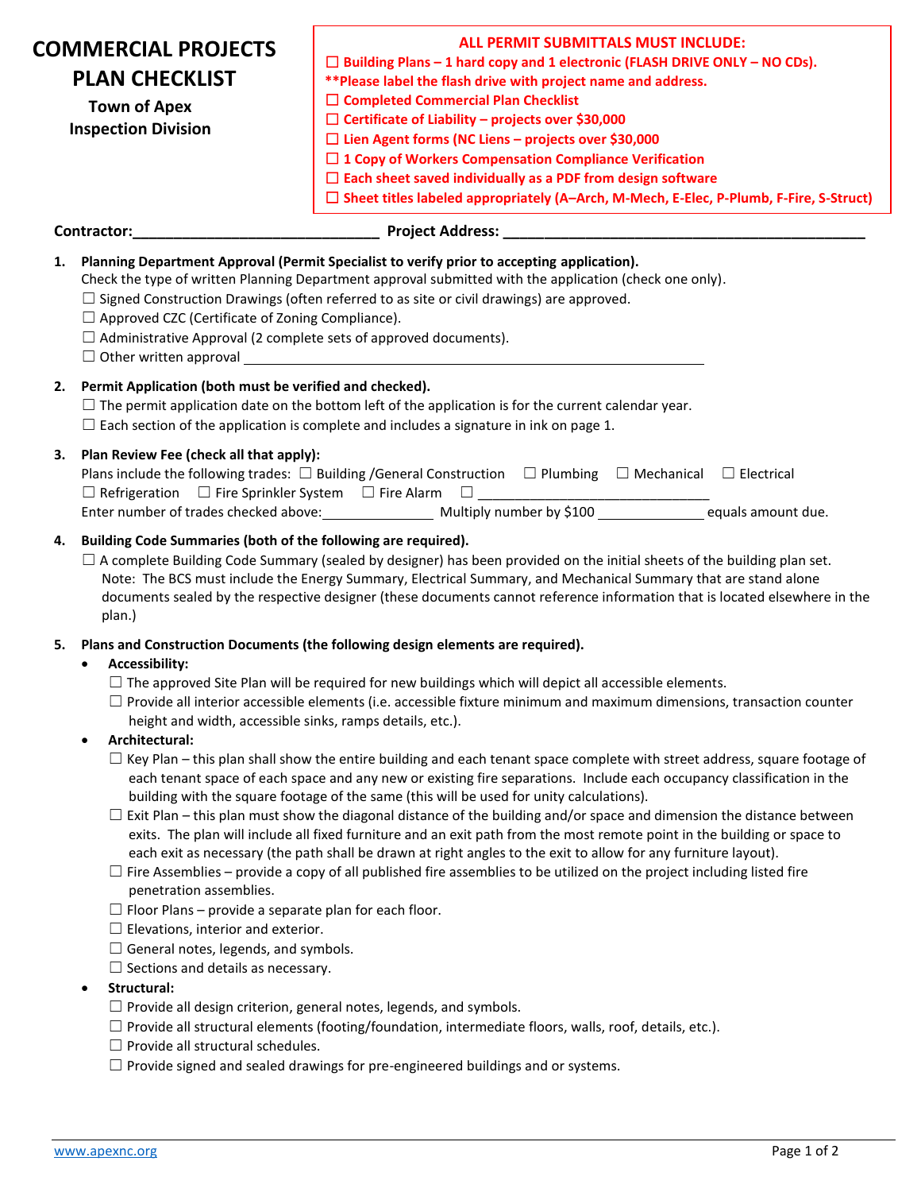# COMMERCIAL PROJECTS PLAN CHECKLIST

**Town of Apex**
**Inspection Division**

**ALL PERMIT SUBMITTALS MUST INCLUDE:**

- ☐ **Building Plans – 1 hard copy and 1 electronic (FLASH DRIVE ONLY – NO CDs).**
- **\*\*Please label the flash drive with project name and address.**
- ☐ **Completed Commercial Plan Checklist**
- ☐ **Certificate of Liability – projects over $30,000**
- ☐ **Lien Agent forms (NC Liens – projects over $30,000**
- ☐ **1 Copy of Workers Compensation Compliance Verification**
- ☐ **Each sheet saved individually as a PDF from design software**
- ☐ **Sheet titles labeled appropriately (A–Arch, M-Mech, E-Elec, P-Plumb, F-Fire, S-Struct)**

**Contractor:**______________________________ **Project Address:** ____________________________________________

1. **Planning Department Approval (Permit Specialist to verify prior to accepting application).**
   Check the type of written Planning Department approval submitted with the application (check one only).
   - ☐ Signed Construction Drawings (often referred to as site or civil drawings) are approved.
   - ☐ Approved CZC (Certificate of Zoning Compliance).
   - ☐ Administrative Approval (2 complete sets of approved documents).
   - ☐ Other written approval ____________________________________________________________

2. **Permit Application (both must be verified and checked).**
   - ☐ The permit application date on the bottom left of the application is for the current calendar year.
   - ☐ Each section of the application is complete and includes a signature in ink on page 1.

3. **Plan Review Fee (check all that apply):**
   Plans include the following trades: ☐ Building /General Construction ☐ Plumbing ☐ Mechanical ☐ Electrical ☐ Refrigeration ☐ Fire Sprinkler System ☐ Fire Alarm ☐ ______________________________
   Enter number of trades checked above:______________ Multiply number by $100 ______________ equals amount due.

4. **Building Code Summaries (both of the following are required).**
   - ☐ A complete Building Code Summary (sealed by designer) has been provided on the initial sheets of the building plan set.
     Note: The BCS must include the Energy Summary, Electrical Summary, and Mechanical Summary that are stand alone documents sealed by the respective designer (these documents cannot reference information that is located elsewhere in the plan.)

5. **Plans and Construction Documents (the following design elements are required).**
   - **Accessibility:**
     - ☐ The approved Site Plan will be required for new buildings which will depict all accessible elements.
     - ☐ Provide all interior accessible elements (i.e. accessible fixture minimum and maximum dimensions, transaction counter height and width, accessible sinks, ramps details, etc.).
   - **Architectural:**
     - ☐ Key Plan – this plan shall show the entire building and each tenant space complete with street address, square footage of each tenant space of each space and any new or existing fire separations. Include each occupancy classification in the building with the square footage of the same (this will be used for unity calculations).
     - ☐ Exit Plan – this plan must show the diagonal distance of the building and/or space and dimension the distance between exits. The plan will include all fixed furniture and an exit path from the most remote point in the building or space to each exit as necessary (the path shall be drawn at right angles to the exit to allow for any furniture layout).
     - ☐ Fire Assemblies – provide a copy of all published fire assemblies to be utilized on the project including listed fire penetration assemblies.
     - ☐ Floor Plans – provide a separate plan for each floor.
     - ☐ Elevations, interior and exterior.
     - ☐ General notes, legends, and symbols.
     - ☐ Sections and details as necessary.
   - **Structural:**
     - ☐ Provide all design criterion, general notes, legends, and symbols.
     - ☐ Provide all structural elements (footing/foundation, intermediate floors, walls, roof, details, etc.).
     - ☐ Provide all structural schedules.
     - ☐ Provide signed and sealed drawings for pre-engineered buildings and or systems.

www.apexnc.org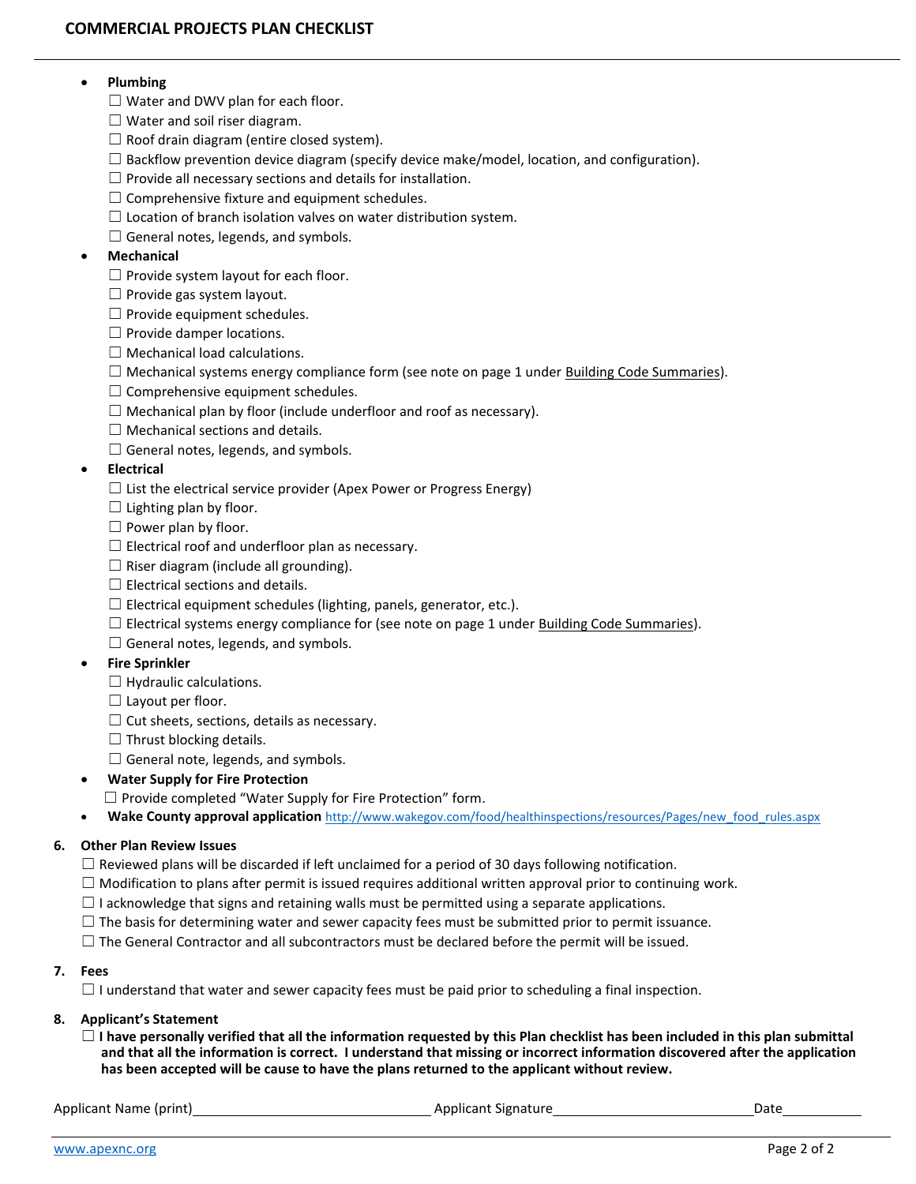- **Plumbing**
  - ☐ Water and DWV plan for each floor.
  - ☐ Water and soil riser diagram.
  - ☐ Roof drain diagram (entire closed system).
  - ☐ Backflow prevention device diagram (specify device make/model, location, and configuration).
  - ☐ Provide all necessary sections and details for installation.
  - ☐ Comprehensive fixture and equipment schedules.
  - ☐ Location of branch isolation valves on water distribution system.
  - ☐ General notes, legends, and symbols.
- **Mechanical**
  - ☐ Provide system layout for each floor.
  - ☐ Provide gas system layout.
  - ☐ Provide equipment schedules.
  - ☐ Provide damper locations.
  - ☐ Mechanical load calculations.
  - ☐ Mechanical systems energy compliance form (see note on page 1 under Building Code Summaries).
  - ☐ Comprehensive equipment schedules.
  - ☐ Mechanical plan by floor (include underfloor and roof as necessary).
  - ☐ Mechanical sections and details.
  - ☐ General notes, legends, and symbols.
- **Electrical**
  - ☐ List the electrical service provider (Apex Power or Progress Energy)
  - ☐ Lighting plan by floor.
  - ☐ Power plan by floor.
  - ☐ Electrical roof and underfloor plan as necessary.
  - ☐ Riser diagram (include all grounding).
  - ☐ Electrical sections and details.
  - ☐ Electrical equipment schedules (lighting, panels, generator, etc.).
  - ☐ Electrical systems energy compliance for (see note on page 1 under Building Code Summaries).
  - ☐ General notes, legends, and symbols.
- **Fire Sprinkler**
  - ☐ Hydraulic calculations.
  - ☐ Layout per floor.
  - ☐ Cut sheets, sections, details as necessary.
  - ☐ Thrust blocking details.
  - ☐ General note, legends, and symbols.
- **Water Supply for Fire Protection**
  - ☐ Provide completed "Water Supply for Fire Protection" form.
- **Wake County approval application** http://www.wakegov.com/food/healthinspections/resources/Pages/new_food_rules.aspx

**6. Other Plan Review Issues**

☐ Reviewed plans will be discarded if left unclaimed for a period of 30 days following notification.
☐ Modification to plans after permit is issued requires additional written approval prior to continuing work.
☐ I acknowledge that signs and retaining walls must be permitted using a separate applications.
☐ The basis for determining water and sewer capacity fees must be submitted prior to permit issuance.
☐ The General Contractor and all subcontractors must be declared before the permit will be issued.

**7. Fees**

☐ I understand that water and sewer capacity fees must be paid prior to scheduling a final inspection.

**8. Applicant's Statement**

☐ **I have personally verified that all the information requested by this Plan checklist has been included in this plan submittal and that all the information is correct. I understand that missing or incorrect information discovered after the application has been accepted will be cause to have the plans returned to the applicant without review.**

Applicant Name (print)\_\_\_\_\_\_\_\_\_\_\_\_\_\_\_\_\_\_\_\_ Applicant Signature\_\_\_\_\_\_\_\_\_\_\_\_\_\_\_\_\_\_\_\_ Date\_\_\_\_\_\_\_\_\_\_

www.apexnc.org